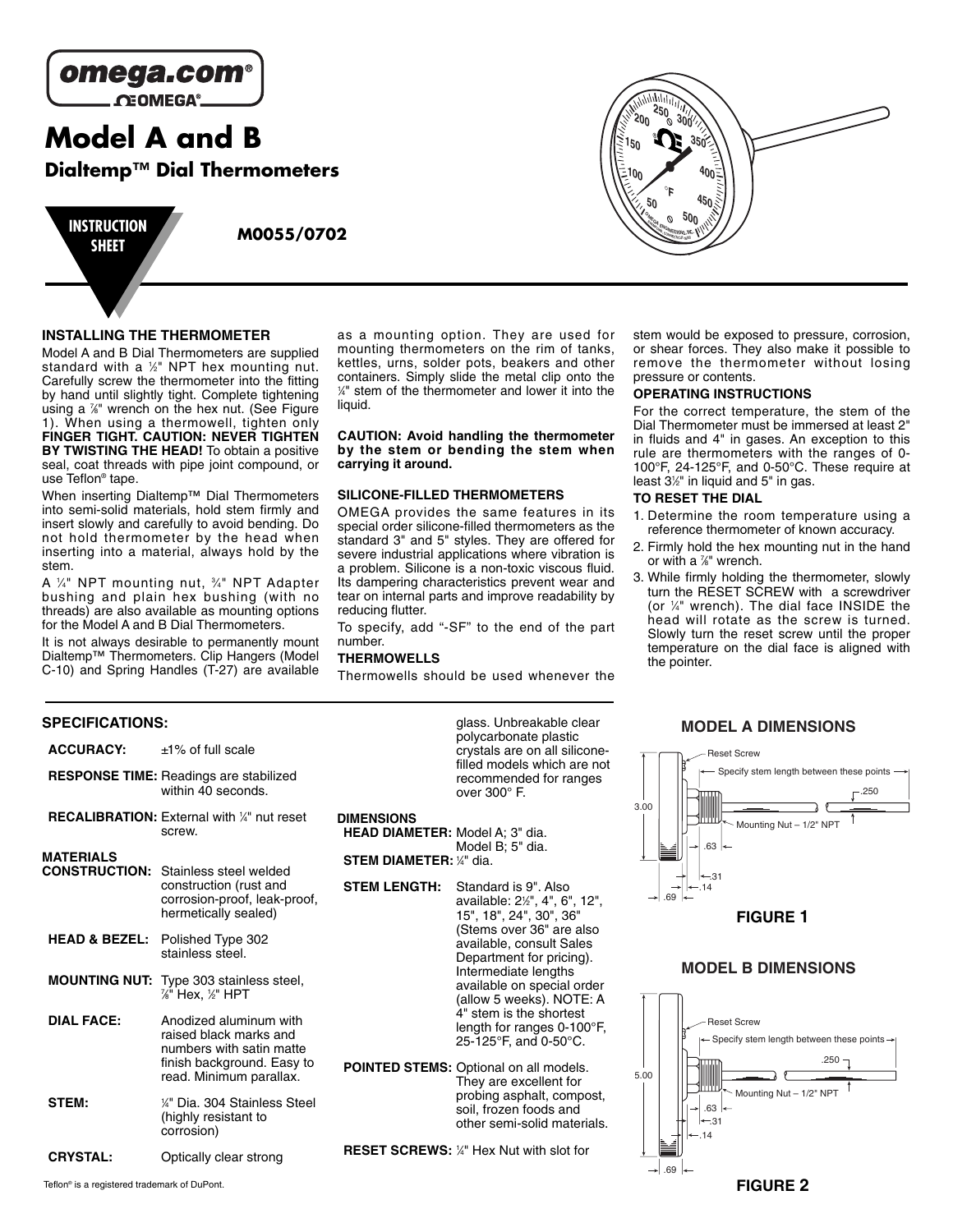omega.com®

OMEGA®

# Model A and B

## Dialtemp™ Dial Thermometers

INSTRUCTION SHEET

**M0055/0702**

### INSTALLING THE THERMOMETER

Model A and B Dial Thermometers are supplied standard with a ½" NPT hex mounting nut. Carefully screw the thermometer into the fitting by hand until slightly tight. Complete tightening using a ⅞" wrench on the hex nut. (See Figure 1). When using a thermowell, tighten only **FINGER TIGHT. CAUTION: NEVER TIGHTEN BY TWISTING THE HEAD!** To obtain a positive seal, coat threads with pipe joint compound, or use Teflon® tape.

When inserting Dialtemp™ Dial Thermometers into semi-solid materials, hold stem firmly and insert slowly and carefully to avoid bending. Do not hold thermometer by the head when inserting into a material, always hold by the stem.

A ¼" NPT mounting nut, ¾" NPT Adapter bushing and plain hex bushing (with no threads) are also available as mounting options for the Model A and B Dial Thermometers.

It is not always desirable to permanently mount Dialtemp™ Thermometers. Clip Hangers (Model C-10) and Spring Handles (T-27) are available as a mounting option. They are used for mounting thermometers on the rim of tanks, kettles, urns, solder pots, beakers and other containers. Simply slide the metal clip onto the ¼" stem of the thermometer and lower it into the liquid.

**CAUTION: Avoid handling the thermometer by the stem or bending the stem when carrying it around.**

### SILICONE-FILLED THERMOMETERS

OMEGA provides the same features in its special order silicone-filled thermometers as the standard 3" and 5" styles. They are offered for severe industrial applications where vibration is a problem. Silicone is a non-toxic viscous fluid. Its dampering characteristics prevent wear and tear on internal parts and improve readability by reducing flutter.

To specify, add "-SF" to the end of the part number.

### THERMOWELLS

Thermowells should be used whenever the stem would be exposed to pressure, corrosion, or shear forces. They also make it possible to remove the thermometer without losing pressure or contents.

### OPERATING INSTRUCTIONS

For the correct temperature, the stem of the Dial Thermometer must be immersed at least 2" in fluids and 4" in gases. An exception to this rule are thermometers with the ranges of 0-100°F, 24-125°F, and 0-50°C. These require at least 3½" in liquid and 5" in gas.

### TO RESET THE DIAL

1. Determine the room temperature using a reference thermometer of known accuracy.
2. Firmly hold the hex mounting nut in the hand or with a ⅞" wrench.
3. While firmly holding the thermometer, slowly turn the RESET SCREW with a screwdriver (or ¼" wrench). The dial face INSIDE the head will rotate as the screw is turned. Slowly turn the reset screw until the proper temperature on the dial face is aligned with the pointer.

### SPECIFICATIONS:

**ACCURACY:** ±1% of full scale

**RESPONSE TIME:** Readings are stabilized within 40 seconds.

**RECALIBRATION:** External with ¼" nut reset screw.

**MATERIALS**

**CONSTRUCTION:** Stainless steel welded construction (rust and corrosion-proof, leak-proof, hermetically sealed)

**HEAD & BEZEL:** Polished Type 302 stainless steel.

**MOUNTING NUT:** Type 303 stainless steel, ⅞" Hex, ½" HPT

**DIAL FACE:** Anodized aluminum with raised black marks and numbers with satin matte finish background. Easy to read. Minimum parallax.

**STEM:** ¼" Dia. 304 Stainless Steel (highly resistant to corrosion)

**CRYSTAL:** Optically clear strong glass. Unbreakable clear polycarbonate plastic crystals are on all silicone-filled models which are not recommended for ranges over 300° F.

**DIMENSIONS**

**HEAD DIAMETER:** Model A; 3" dia. Model B; 5" dia.

**STEM DIAMETER:** ¼" dia.

**STEM LENGTH:** Standard is 9". Also available: 2½", 4", 6", 12", 15", 18", 24", 30", 36" (Stems over 36" are also available, consult Sales Department for pricing). Intermediate lengths available on special order (allow 5 weeks). NOTE: A 4" stem is the shortest length for ranges 0-100°F, 25-125°F, and 0-50°C.

**POINTED STEMS:** Optional on all models. They are excellent for probing asphalt, compost, soil, frozen foods and other semi-solid materials.

**RESET SCREWS:** ¼" Hex Nut with slot for

### MODEL A DIMENSIONS

Reset Screw; Specify stem length between these points; .250; 3.00; Mounting Nut – 1/2" NPT; .63; .31; .14; .69

FIGURE 1

### MODEL B DIMENSIONS

Reset Screw; Specify stem length between these points; .250; 5.00; Mounting Nut – 1/2" NPT; .63; .31; .14; .69

FIGURE 2

Teflon® is a registered trademark of DuPont.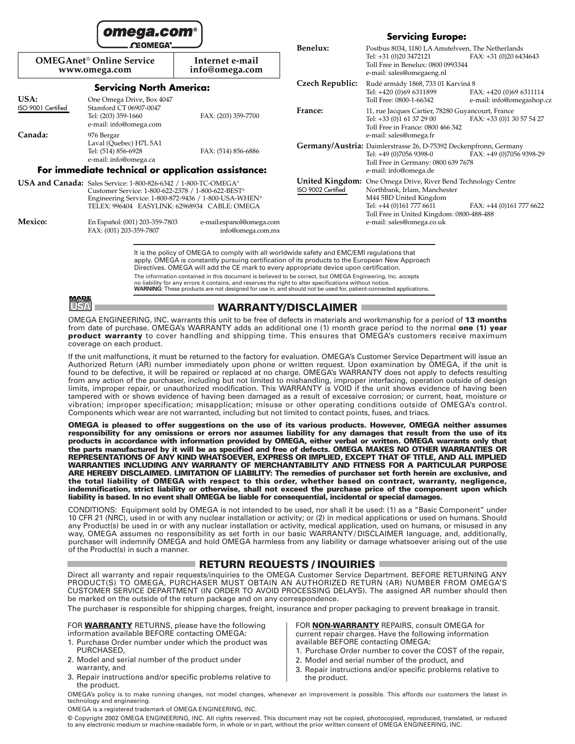**omega.com®**
**OMEGA®**

| OMEGAnet® Online Service | Internet e-mail |
|---|---|
| www.omega.com | info@omega.com |

### Servicing North America:

**USA:**
ISO 9001 Certified
One Omega Drive, Box 4047
Stamford CT 06907-0047
Tel: (203) 359-1660 FAX: (203) 359-7700
e-mail: info@omega.com

**Canada:**
976 Bergar
Laval (Quebec) H7L 5A1
Tel: (514) 856-6928 FAX: (514) 856-6886
e-mail: info@omega.ca

### For immediate technical or application assistance:

**USA and Canada:** Sales Service: 1-800-826-6342 / 1-800-TC-OMEGA®
Customer Service: 1-800-622-2378 / 1-800-622-BEST®
Engineering Service: 1-800-872-9436 / 1-800-USA-WHEN®
TELEX: 996404 EASYLINK: 62968934 CABLE: OMEGA

**Mexico:**
En Español: (001) 203-359-7803 e-mail:espanol@omega.com
FAX: (001) 203-359-7807 info@omega.com.mx

### Servicing Europe:

**Benelux:**
Postbus 8034, 1180 LA Amstelveen, The Netherlands
Tel: +31 (0)20 3472121 FAX: +31 (0)20 6434643
Toll Free in Benelux: 0800 0993344
e-mail: sales@omegaeng.nl

**Czech Republic:**
Rudé armády 1868, 733 01 Karviná 8
Tel: +420 (0)69 6311899 FAX: +420 (0)69 6311114
Toll Free: 0800-1-66342 e-mail: info@omegashop.cz

**France:**
11, rue Jacques Cartier, 78280 Guyancourt, France
Tel: +33 (0)1 61 37 29 00 FAX: +33 (0)1 30 57 54 27
Toll Free in France: 0800 466 342
e-mail: sales@omega.fr

**Germany/Austria:**
Daimlerstrasse 26, D-75392 Deckenpfronn, Germany
Tel: +49 (0)7056 9398-0 FAX: +49 (0)7056 9398-29
Toll Free in Germany: 0800 639 7678
e-mail: info@omega.de

**United Kingdom:**
ISO 9002 Certified
One Omega Drive, River Bend Technology Centre
Northbank, Irlam, Manchester
M44 5BD United Kingdom
Tel: +44 (0)161 777 6611 FAX: +44 (0)161 777 6622
Toll Free in United Kingdom: 0800-488-488
e-mail: sales@omega.co.uk

It is the policy of OMEGA to comply with all worldwide safety and EMC/EMI regulations that apply. OMEGA is constantly pursuing certification of its products to the European New Approach Directives. OMEGA will add the CE mark to every appropriate device upon certification.

The information contained in this document is believed to be correct, but OMEGA Engineering, Inc. accepts no liability for any errors it contains, and reserves the right to alter specifications without notice.
**WARNING:** These products are not designed for use in, and should not be used for, patient-connected applications.

MADE IN USA

## WARRANTY/DISCLAIMER

OMEGA ENGINEERING, INC. warrants this unit to be free of defects in materials and workmanship for a period of **13 months** from date of purchase. OMEGA's WARRANTY adds an additional one (1) month grace period to the normal **one (1) year product warranty** to cover handling and shipping time. This ensures that OMEGA's customers receive maximum coverage on each product.

If the unit malfunctions, it must be returned to the factory for evaluation. OMEGA's Customer Service Department will issue an Authorized Return (AR) number immediately upon phone or written request. Upon examination by OMEGA, if the unit is found to be defective, it will be repaired or replaced at no charge. OMEGA's WARRANTY does not apply to defects resulting from any action of the purchaser, including but not limited to mishandling, improper interfacing, operation outside of design limits, improper repair, or unauthorized modification. This WARRANTY is VOID if the unit shows evidence of having been tampered with or shows evidence of having been damaged as a result of excessive corrosion; or current, heat, moisture or vibration; improper specification; misapplication; misuse or other operating conditions outside of OMEGA's control. Components which wear are not warranted, including but not limited to contact points, fuses, and triacs.

**OMEGA is pleased to offer suggestions on the use of its various products. However, OMEGA neither assumes responsibility for any omissions or errors nor assumes liability for any damages that result from the use of its products in accordance with information provided by OMEGA, either verbal or written. OMEGA warrants only that the parts manufactured by it will be as specified and free of defects. OMEGA MAKES NO OTHER WARRANTIES OR REPRESENTATIONS OF ANY KIND WHATSOEVER, EXPRESS OR IMPLIED, EXCEPT THAT OF TITLE, AND ALL IMPLIED WARRANTIES INCLUDING ANY WARRANTY OF MERCHANTABILITY AND FITNESS FOR A PARTICULAR PURPOSE ARE HEREBY DISCLAIMED. LIMITATION OF LIABILITY: The remedies of purchaser set forth herein are exclusive, and the total liability of OMEGA with respect to this order, whether based on contract, warranty, negligence, indemnification, strict liability or otherwise, shall not exceed the purchase price of the component upon which liability is based. In no event shall OMEGA be liable for consequential, incidental or special damages.**

CONDITIONS: Equipment sold by OMEGA is not intended to be used, nor shall it be used: (1) as a "Basic Component" under 10 CFR 21 (NRC), used in or with any nuclear installation or activity; or (2) in medical applications or used on humans. Should any Product(s) be used in or with any nuclear installation or activity, medical application, used on humans, or misused in any way, OMEGA assumes no responsibility as set forth in our basic WARRANTY/DISCLAIMER language, and, additionally, purchaser will indemnify OMEGA and hold OMEGA harmless from any liability or damage whatsoever arising out of the use of the Product(s) in such a manner.

## RETURN REQUESTS / INQUIRIES

Direct all warranty and repair requests/inquiries to the OMEGA Customer Service Department. BEFORE RETURNING ANY PRODUCT(S) TO OMEGA, PURCHASER MUST OBTAIN AN AUTHORIZED RETURN (AR) NUMBER FROM OMEGA'S CUSTOMER SERVICE DEPARTMENT (IN ORDER TO AVOID PROCESSING DELAYS). The assigned AR number should then be marked on the outside of the return package and on any correspondence.

The purchaser is responsible for shipping charges, freight, insurance and proper packaging to prevent breakage in transit.

FOR **WARRANTY** RETURNS, please have the following information available BEFORE contacting OMEGA:

1. Purchase Order number under which the product was PURCHASED,
2. Model and serial number of the product under warranty, and
3. Repair instructions and/or specific problems relative to the product.

FOR **NON-WARRANTY** REPAIRS, consult OMEGA for current repair charges. Have the following information available BEFORE contacting OMEGA:

1. Purchase Order number to cover the COST of the repair,
2. Model and serial number of the product, and
3. Repair instructions and/or specific problems relative to the product.

OMEGA's policy is to make running changes, not model changes, whenever an improvement is possible. This affords our customers the latest in technology and engineering.

OMEGA is a registered trademark of OMEGA ENGINEERING, INC.

© Copyright 2002 OMEGA ENGINEERING, INC. All rights reserved. This document may not be copied, photocopied, reproduced, translated, or reduced to any electronic medium or machine-readable form, in whole or in part, without the prior written consent of OMEGA ENGINEERING, INC.